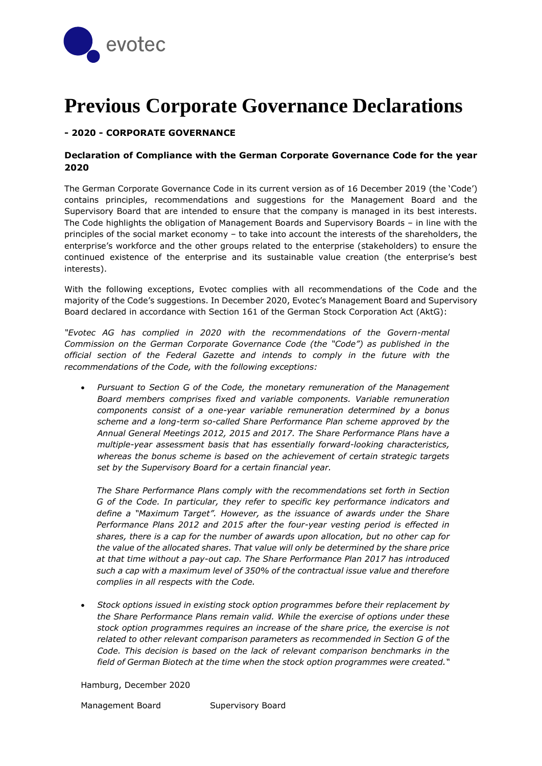# Previous Corporate Governance Declarations

### - 2020 - CORPORATE GOVERNANCE

### Declaration of Compliance with the German Corporate Governance Code for the year 2020

The German Corporate Governance Code in its current version as of 16 December 2019 (the 'Code') contains principles, recommendations and suggestions for the Management Board and the Supervisory Board that are intended to ensure that the company is managed in its best interests. The Code highlights the obligation of Management Boards and Supervisory Boards – in line with the principles of the social market economy – to take into account the interests of the shareholders, the enterprise's workforce and the other groups related to the enterprise (stakeholders) to ensure the continued existence of the enterprise and its sustainable value creation (the enterprise's best interests).

With the following exceptions, Evotec complies with all recommendations of the Code and the majority of the Code's suggestions. In December 2020, Evotec's Management Board and Supervisory Board declared in accordance with Section 161 of the German Stock Corporation Act (AktG):

*"Evotec AG has complied in 2020 with the recommendations of the Govern-mental Commission on the German Corporate Governance Code (the "Code") as published in the official section of the Federal Gazette and intends to comply in the future with the recommendations of the Code, with the following exceptions:*

- *Pursuant to Section G of the Code, the monetary remuneration of the Management Board members comprises fixed and variable components. Variable remuneration components consist of a one-year variable remuneration determined by a bonus scheme and a long-term so-called Share Performance Plan scheme approved by the Annual General Meetings 2012, 2015 and 2017. The Share Performance Plans have a multiple-year assessment basis that has essentially forward-looking characteristics, whereas the bonus scheme is based on the achievement of certain strategic targets set by the Supervisory Board for a certain financial year.*

  *The Share Performance Plans comply with the recommendations set forth in Section G of the Code. In particular, they refer to specific key performance indicators and define a "Maximum Target". However, as the issuance of awards under the Share Performance Plans 2012 and 2015 after the four-year vesting period is effected in shares, there is a cap for the number of awards upon allocation, but no other cap for the value of the allocated shares. That value will only be determined by the share price at that time without a pay-out cap. The Share Performance Plan 2017 has introduced such a cap with a maximum level of 350% of the contractual issue value and therefore complies in all respects with the Code.*

- *Stock options issued in existing stock option programmes before their replacement by the Share Performance Plans remain valid. While the exercise of options under these stock option programmes requires an increase of the share price, the exercise is not related to other relevant comparison parameters as recommended in Section G of the Code. This decision is based on the lack of relevant comparison benchmarks in the field of German Biotech at the time when the stock option programmes were created."*

Hamburg, December 2020

Management Board Supervisory Board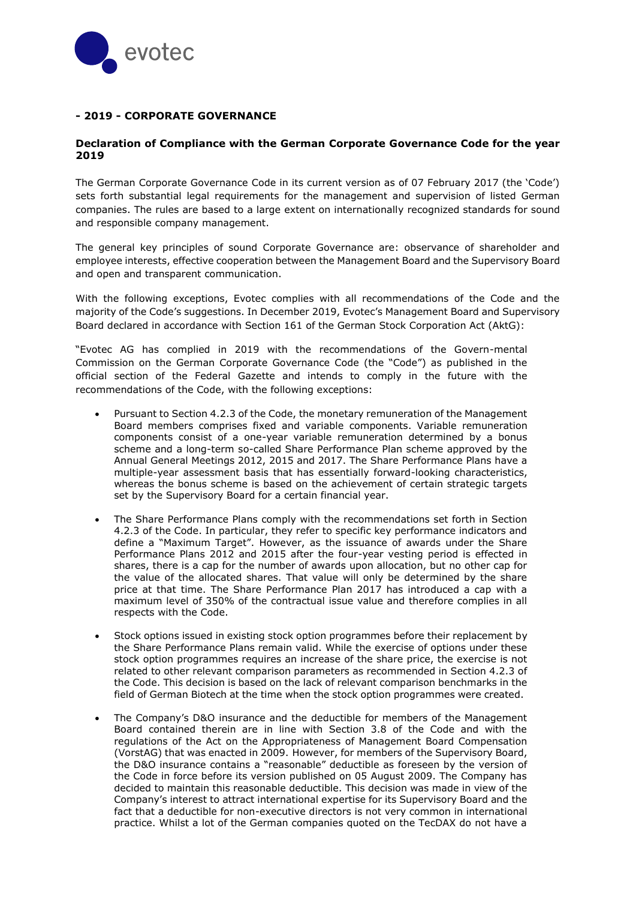## - 2019 - CORPORATE GOVERNANCE

### Declaration of Compliance with the German Corporate Governance Code for the year 2019

The German Corporate Governance Code in its current version as of 07 February 2017 (the 'Code') sets forth substantial legal requirements for the management and supervision of listed German companies. The rules are based to a large extent on internationally recognized standards for sound and responsible company management.

The general key principles of sound Corporate Governance are: observance of shareholder and employee interests, effective cooperation between the Management Board and the Supervisory Board and open and transparent communication.

With the following exceptions, Evotec complies with all recommendations of the Code and the majority of the Code's suggestions. In December 2019, Evotec's Management Board and Supervisory Board declared in accordance with Section 161 of the German Stock Corporation Act (AktG):

"Evotec AG has complied in 2019 with the recommendations of the Govern-mental Commission on the German Corporate Governance Code (the "Code") as published in the official section of the Federal Gazette and intends to comply in the future with the recommendations of the Code, with the following exceptions:

- Pursuant to Section 4.2.3 of the Code, the monetary remuneration of the Management Board members comprises fixed and variable components. Variable remuneration components consist of a one-year variable remuneration determined by a bonus scheme and a long-term so-called Share Performance Plan scheme approved by the Annual General Meetings 2012, 2015 and 2017. The Share Performance Plans have a multiple-year assessment basis that has essentially forward-looking characteristics, whereas the bonus scheme is based on the achievement of certain strategic targets set by the Supervisory Board for a certain financial year.
- The Share Performance Plans comply with the recommendations set forth in Section 4.2.3 of the Code. In particular, they refer to specific key performance indicators and define a "Maximum Target". However, as the issuance of awards under the Share Performance Plans 2012 and 2015 after the four-year vesting period is effected in shares, there is a cap for the number of awards upon allocation, but no other cap for the value of the allocated shares. That value will only be determined by the share price at that time. The Share Performance Plan 2017 has introduced a cap with a maximum level of 350% of the contractual issue value and therefore complies in all respects with the Code.
- Stock options issued in existing stock option programmes before their replacement by the Share Performance Plans remain valid. While the exercise of options under these stock option programmes requires an increase of the share price, the exercise is not related to other relevant comparison parameters as recommended in Section 4.2.3 of the Code. This decision is based on the lack of relevant comparison benchmarks in the field of German Biotech at the time when the stock option programmes were created.
- The Company's D&O insurance and the deductible for members of the Management Board contained therein are in line with Section 3.8 of the Code and with the regulations of the Act on the Appropriateness of Management Board Compensation (VorstAG) that was enacted in 2009. However, for members of the Supervisory Board, the D&O insurance contains a "reasonable" deductible as foreseen by the version of the Code in force before its version published on 05 August 2009. The Company has decided to maintain this reasonable deductible. This decision was made in view of the Company's interest to attract international expertise for its Supervisory Board and the fact that a deductible for non-executive directors is not very common in international practice. Whilst a lot of the German companies quoted on the TecDAX do not have a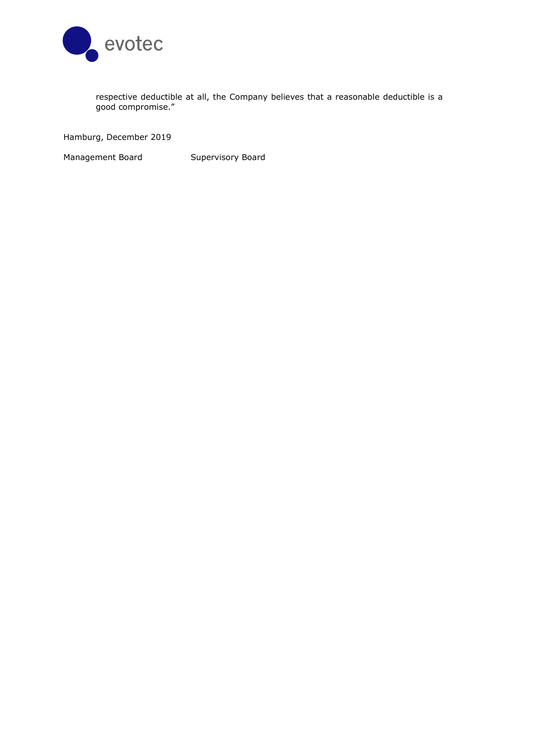respective deductible at all, the Company believes that a reasonable deductible is a good compromise."

Hamburg, December 2019

Management Board Supervisory Board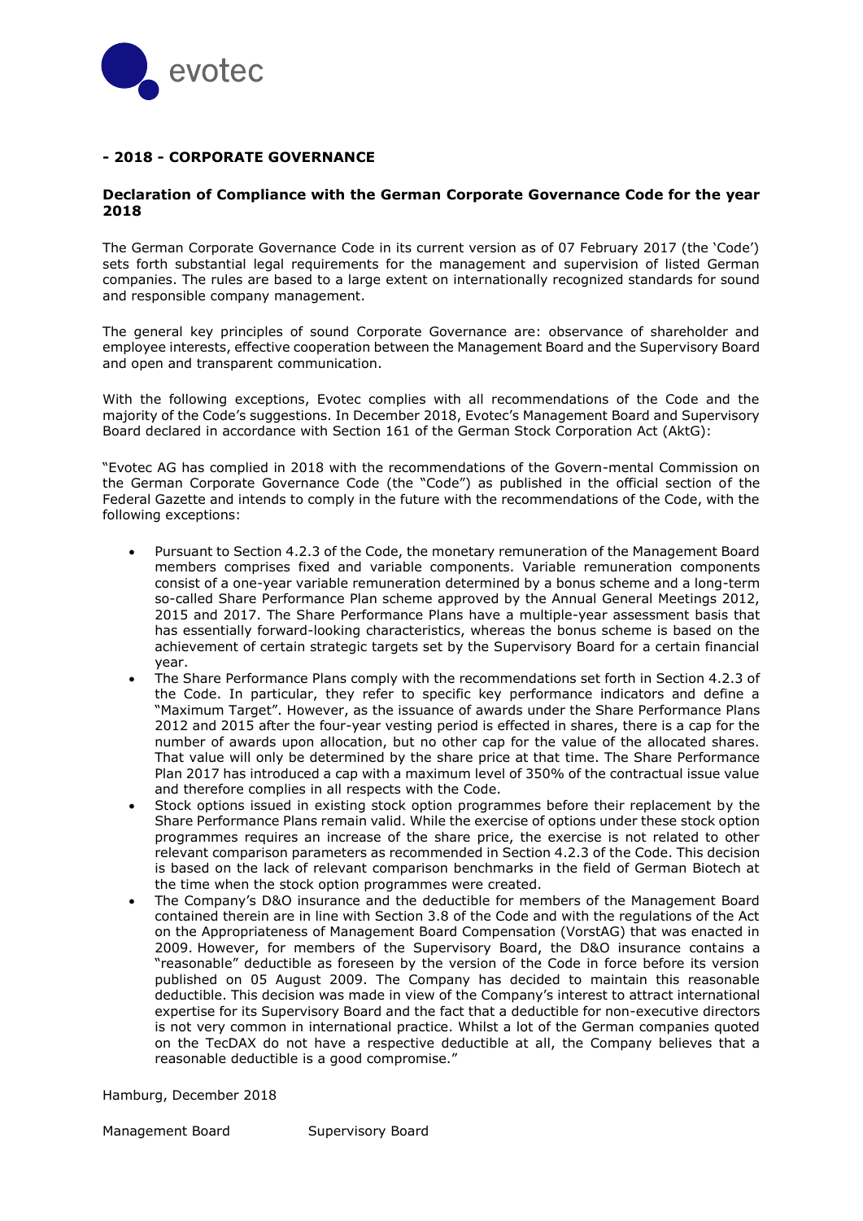## - 2018 - CORPORATE GOVERNANCE

### Declaration of Compliance with the German Corporate Governance Code for the year 2018

The German Corporate Governance Code in its current version as of 07 February 2017 (the 'Code') sets forth substantial legal requirements for the management and supervision of listed German companies. The rules are based to a large extent on internationally recognized standards for sound and responsible company management.

The general key principles of sound Corporate Governance are: observance of shareholder and employee interests, effective cooperation between the Management Board and the Supervisory Board and open and transparent communication.

With the following exceptions, Evotec complies with all recommendations of the Code and the majority of the Code's suggestions. In December 2018, Evotec's Management Board and Supervisory Board declared in accordance with Section 161 of the German Stock Corporation Act (AktG):

"Evotec AG has complied in 2018 with the recommendations of the Govern-mental Commission on the German Corporate Governance Code (the "Code") as published in the official section of the Federal Gazette and intends to comply in the future with the recommendations of the Code, with the following exceptions:

- Pursuant to Section 4.2.3 of the Code, the monetary remuneration of the Management Board members comprises fixed and variable components. Variable remuneration components consist of a one-year variable remuneration determined by a bonus scheme and a long-term so-called Share Performance Plan scheme approved by the Annual General Meetings 2012, 2015 and 2017. The Share Performance Plans have a multiple-year assessment basis that has essentially forward-looking characteristics, whereas the bonus scheme is based on the achievement of certain strategic targets set by the Supervisory Board for a certain financial year.
- The Share Performance Plans comply with the recommendations set forth in Section 4.2.3 of the Code. In particular, they refer to specific key performance indicators and define a "Maximum Target". However, as the issuance of awards under the Share Performance Plans 2012 and 2015 after the four-year vesting period is effected in shares, there is a cap for the number of awards upon allocation, but no other cap for the value of the allocated shares. That value will only be determined by the share price at that time. The Share Performance Plan 2017 has introduced a cap with a maximum level of 350% of the contractual issue value and therefore complies in all respects with the Code.
- Stock options issued in existing stock option programmes before their replacement by the Share Performance Plans remain valid. While the exercise of options under these stock option programmes requires an increase of the share price, the exercise is not related to other relevant comparison parameters as recommended in Section 4.2.3 of the Code. This decision is based on the lack of relevant comparison benchmarks in the field of German Biotech at the time when the stock option programmes were created.
- The Company's D&O insurance and the deductible for members of the Management Board contained therein are in line with Section 3.8 of the Code and with the regulations of the Act on the Appropriateness of Management Board Compensation (VorstAG) that was enacted in 2009. However, for members of the Supervisory Board, the D&O insurance contains a "reasonable" deductible as foreseen by the version of the Code in force before its version published on 05 August 2009. The Company has decided to maintain this reasonable deductible. This decision was made in view of the Company's interest to attract international expertise for its Supervisory Board and the fact that a deductible for non-executive directors is not very common in international practice. Whilst a lot of the German companies quoted on the TecDAX do not have a respective deductible at all, the Company believes that a reasonable deductible is a good compromise."

Hamburg, December 2018

Management Board    Supervisory Board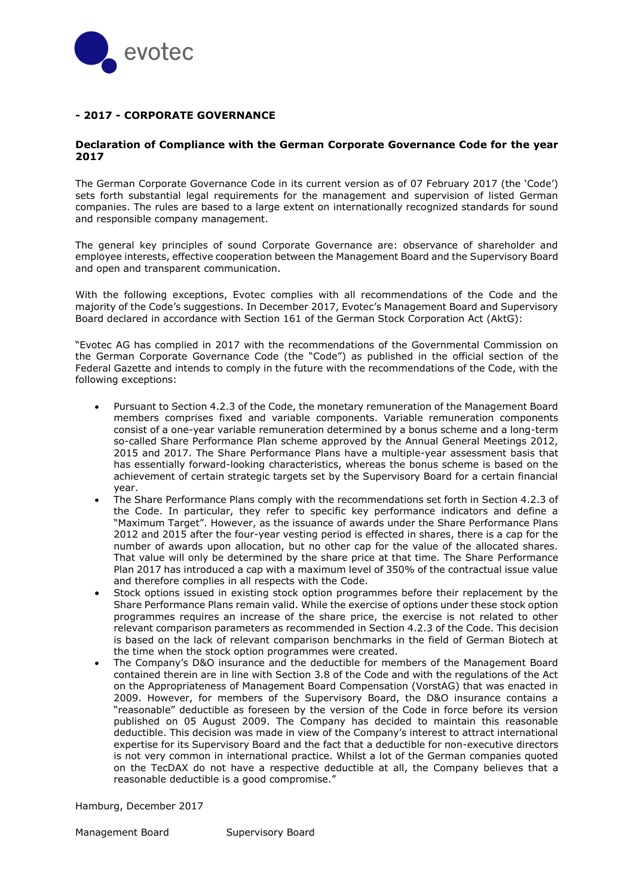## - 2017 - CORPORATE GOVERNANCE

### Declaration of Compliance with the German Corporate Governance Code for the year 2017

The German Corporate Governance Code in its current version as of 07 February 2017 (the 'Code') sets forth substantial legal requirements for the management and supervision of listed German companies. The rules are based to a large extent on internationally recognized standards for sound and responsible company management.

The general key principles of sound Corporate Governance are: observance of shareholder and employee interests, effective cooperation between the Management Board and the Supervisory Board and open and transparent communication.

With the following exceptions, Evotec complies with all recommendations of the Code and the majority of the Code's suggestions. In December 2017, Evotec's Management Board and Supervisory Board declared in accordance with Section 161 of the German Stock Corporation Act (AktG):

"Evotec AG has complied in 2017 with the recommendations of the Governmental Commission on the German Corporate Governance Code (the "Code") as published in the official section of the Federal Gazette and intends to comply in the future with the recommendations of the Code, with the following exceptions:

- Pursuant to Section 4.2.3 of the Code, the monetary remuneration of the Management Board members comprises fixed and variable components. Variable remuneration components consist of a one-year variable remuneration determined by a bonus scheme and a long-term so-called Share Performance Plan scheme approved by the Annual General Meetings 2012, 2015 and 2017. The Share Performance Plans have a multiple-year assessment basis that has essentially forward-looking characteristics, whereas the bonus scheme is based on the achievement of certain strategic targets set by the Supervisory Board for a certain financial year.
- The Share Performance Plans comply with the recommendations set forth in Section 4.2.3 of the Code. In particular, they refer to specific key performance indicators and define a "Maximum Target". However, as the issuance of awards under the Share Performance Plans 2012 and 2015 after the four-year vesting period is effected in shares, there is a cap for the number of awards upon allocation, but no other cap for the value of the allocated shares. That value will only be determined by the share price at that time. The Share Performance Plan 2017 has introduced a cap with a maximum level of 350% of the contractual issue value and therefore complies in all respects with the Code.
- Stock options issued in existing stock option programmes before their replacement by the Share Performance Plans remain valid. While the exercise of options under these stock option programmes requires an increase of the share price, the exercise is not related to other relevant comparison parameters as recommended in Section 4.2.3 of the Code. This decision is based on the lack of relevant comparison benchmarks in the field of German Biotech at the time when the stock option programmes were created.
- The Company's D&O insurance and the deductible for members of the Management Board contained therein are in line with Section 3.8 of the Code and with the regulations of the Act on the Appropriateness of Management Board Compensation (VorstAG) that was enacted in 2009. However, for members of the Supervisory Board, the D&O insurance contains a "reasonable" deductible as foreseen by the version of the Code in force before its version published on 05 August 2009. The Company has decided to maintain this reasonable deductible. This decision was made in view of the Company's interest to attract international expertise for its Supervisory Board and the fact that a deductible for non-executive directors is not very common in international practice. Whilst a lot of the German companies quoted on the TecDAX do not have a respective deductible at all, the Company believes that a reasonable deductible is a good compromise."

Hamburg, December 2017

Management Board Supervisory Board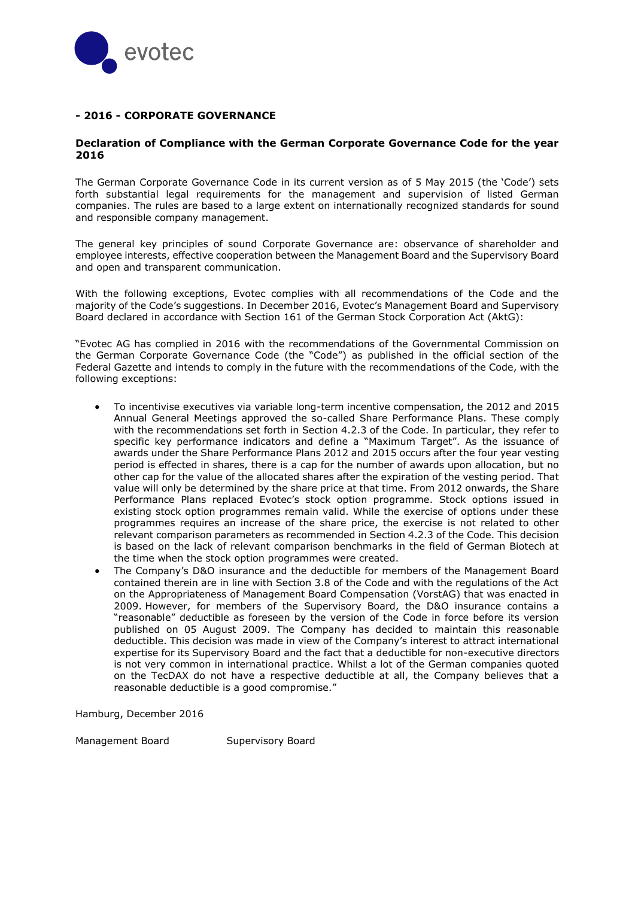## - 2016 - CORPORATE GOVERNANCE

### Declaration of Compliance with the German Corporate Governance Code for the year 2016

The German Corporate Governance Code in its current version as of 5 May 2015 (the 'Code') sets forth substantial legal requirements for the management and supervision of listed German companies. The rules are based to a large extent on internationally recognized standards for sound and responsible company management.

The general key principles of sound Corporate Governance are: observance of shareholder and employee interests, effective cooperation between the Management Board and the Supervisory Board and open and transparent communication.

With the following exceptions, Evotec complies with all recommendations of the Code and the majority of the Code's suggestions. In December 2016, Evotec's Management Board and Supervisory Board declared in accordance with Section 161 of the German Stock Corporation Act (AktG):

"Evotec AG has complied in 2016 with the recommendations of the Governmental Commission on the German Corporate Governance Code (the "Code") as published in the official section of the Federal Gazette and intends to comply in the future with the recommendations of the Code, with the following exceptions:

- To incentivise executives via variable long-term incentive compensation, the 2012 and 2015 Annual General Meetings approved the so-called Share Performance Plans. These comply with the recommendations set forth in Section 4.2.3 of the Code. In particular, they refer to specific key performance indicators and define a "Maximum Target". As the issuance of awards under the Share Performance Plans 2012 and 2015 occurs after the four year vesting period is effected in shares, there is a cap for the number of awards upon allocation, but no other cap for the value of the allocated shares after the expiration of the vesting period. That value will only be determined by the share price at that time. From 2012 onwards, the Share Performance Plans replaced Evotec's stock option programme. Stock options issued in existing stock option programmes remain valid. While the exercise of options under these programmes requires an increase of the share price, the exercise is not related to other relevant comparison parameters as recommended in Section 4.2.3 of the Code. This decision is based on the lack of relevant comparison benchmarks in the field of German Biotech at the time when the stock option programmes were created.
- The Company's D&O insurance and the deductible for members of the Management Board contained therein are in line with Section 3.8 of the Code and with the regulations of the Act on the Appropriateness of Management Board Compensation (VorstAG) that was enacted in 2009. However, for members of the Supervisory Board, the D&O insurance contains a "reasonable" deductible as foreseen by the version of the Code in force before its version published on 05 August 2009. The Company has decided to maintain this reasonable deductible. This decision was made in view of the Company's interest to attract international expertise for its Supervisory Board and the fact that a deductible for non-executive directors is not very common in international practice. Whilst a lot of the German companies quoted on the TecDAX do not have a respective deductible at all, the Company believes that a reasonable deductible is a good compromise."

Hamburg, December 2016

Management Board Supervisory Board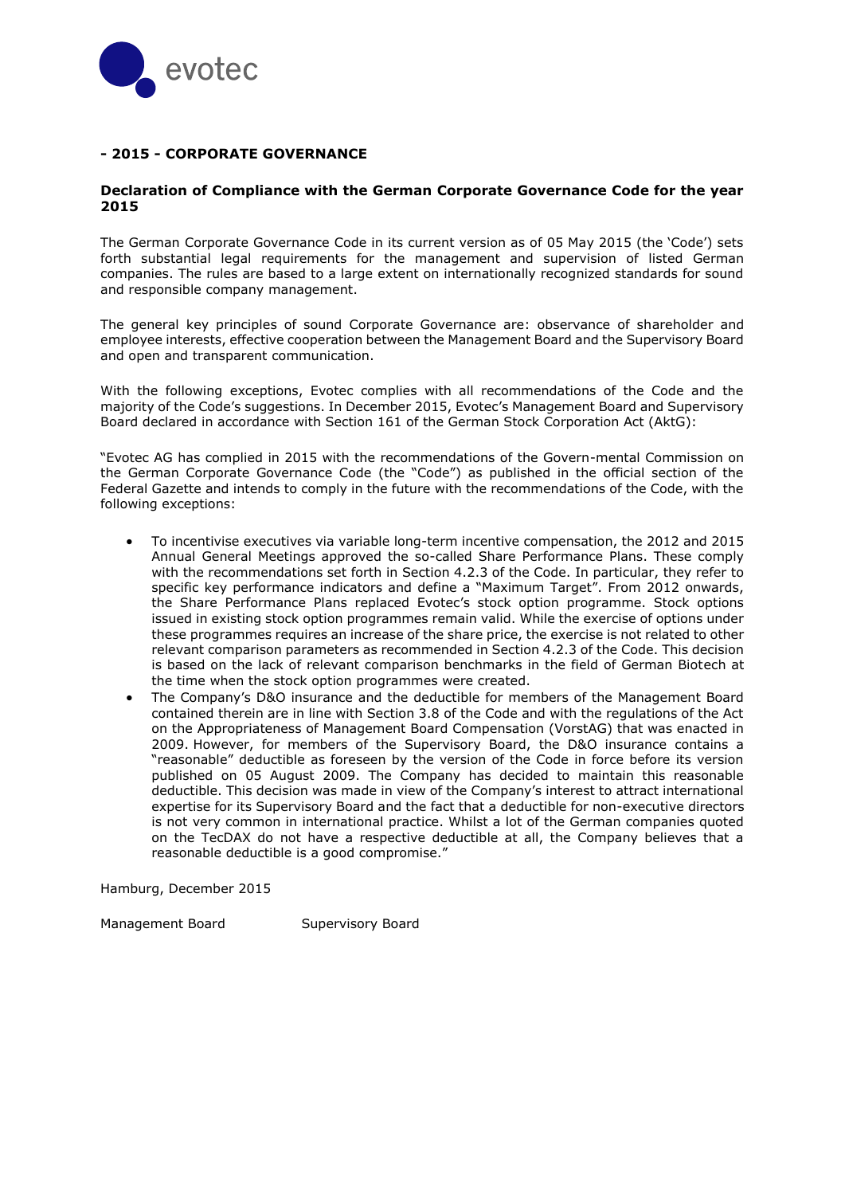## - 2015 - CORPORATE GOVERNANCE

### Declaration of Compliance with the German Corporate Governance Code for the year 2015

The German Corporate Governance Code in its current version as of 05 May 2015 (the 'Code') sets forth substantial legal requirements for the management and supervision of listed German companies. The rules are based to a large extent on internationally recognized standards for sound and responsible company management.

The general key principles of sound Corporate Governance are: observance of shareholder and employee interests, effective cooperation between the Management Board and the Supervisory Board and open and transparent communication.

With the following exceptions, Evotec complies with all recommendations of the Code and the majority of the Code's suggestions. In December 2015, Evotec's Management Board and Supervisory Board declared in accordance with Section 161 of the German Stock Corporation Act (AktG):

"Evotec AG has complied in 2015 with the recommendations of the Govern-mental Commission on the German Corporate Governance Code (the "Code") as published in the official section of the Federal Gazette and intends to comply in the future with the recommendations of the Code, with the following exceptions:

- To incentivise executives via variable long-term incentive compensation, the 2012 and 2015 Annual General Meetings approved the so-called Share Performance Plans. These comply with the recommendations set forth in Section 4.2.3 of the Code. In particular, they refer to specific key performance indicators and define a "Maximum Target". From 2012 onwards, the Share Performance Plans replaced Evotec's stock option programme. Stock options issued in existing stock option programmes remain valid. While the exercise of options under these programmes requires an increase of the share price, the exercise is not related to other relevant comparison parameters as recommended in Section 4.2.3 of the Code. This decision is based on the lack of relevant comparison benchmarks in the field of German Biotech at the time when the stock option programmes were created.
- The Company's D&O insurance and the deductible for members of the Management Board contained therein are in line with Section 3.8 of the Code and with the regulations of the Act on the Appropriateness of Management Board Compensation (VorstAG) that was enacted in 2009. However, for members of the Supervisory Board, the D&O insurance contains a "reasonable" deductible as foreseen by the version of the Code in force before its version published on 05 August 2009. The Company has decided to maintain this reasonable deductible. This decision was made in view of the Company's interest to attract international expertise for its Supervisory Board and the fact that a deductible for non-executive directors is not very common in international practice. Whilst a lot of the German companies quoted on the TecDAX do not have a respective deductible at all, the Company believes that a reasonable deductible is a good compromise."

Hamburg, December 2015

Management Board Supervisory Board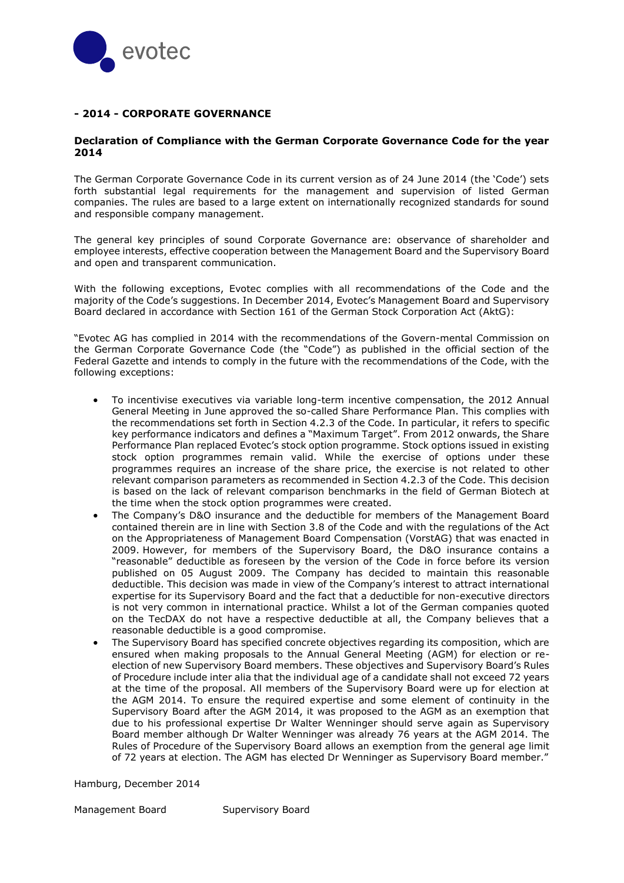## - 2014 - CORPORATE GOVERNANCE

### Declaration of Compliance with the German Corporate Governance Code for the year 2014

The German Corporate Governance Code in its current version as of 24 June 2014 (the 'Code') sets forth substantial legal requirements for the management and supervision of listed German companies. The rules are based to a large extent on internationally recognized standards for sound and responsible company management.

The general key principles of sound Corporate Governance are: observance of shareholder and employee interests, effective cooperation between the Management Board and the Supervisory Board and open and transparent communication.

With the following exceptions, Evotec complies with all recommendations of the Code and the majority of the Code's suggestions. In December 2014, Evotec's Management Board and Supervisory Board declared in accordance with Section 161 of the German Stock Corporation Act (AktG):

"Evotec AG has complied in 2014 with the recommendations of the Govern-mental Commission on the German Corporate Governance Code (the "Code") as published in the official section of the Federal Gazette and intends to comply in the future with the recommendations of the Code, with the following exceptions:

- To incentivise executives via variable long-term incentive compensation, the 2012 Annual General Meeting in June approved the so-called Share Performance Plan. This complies with the recommendations set forth in Section 4.2.3 of the Code. In particular, it refers to specific key performance indicators and defines a "Maximum Target". From 2012 onwards, the Share Performance Plan replaced Evotec's stock option programme. Stock options issued in existing stock option programmes remain valid. While the exercise of options under these programmes requires an increase of the share price, the exercise is not related to other relevant comparison parameters as recommended in Section 4.2.3 of the Code. This decision is based on the lack of relevant comparison benchmarks in the field of German Biotech at the time when the stock option programmes were created.
- The Company's D&O insurance and the deductible for members of the Management Board contained therein are in line with Section 3.8 of the Code and with the regulations of the Act on the Appropriateness of Management Board Compensation (VorstAG) that was enacted in 2009. However, for members of the Supervisory Board, the D&O insurance contains a "reasonable" deductible as foreseen by the version of the Code in force before its version published on 05 August 2009. The Company has decided to maintain this reasonable deductible. This decision was made in view of the Company's interest to attract international expertise for its Supervisory Board and the fact that a deductible for non-executive directors is not very common in international practice. Whilst a lot of the German companies quoted on the TecDAX do not have a respective deductible at all, the Company believes that a reasonable deductible is a good compromise.
- The Supervisory Board has specified concrete objectives regarding its composition, which are ensured when making proposals to the Annual General Meeting (AGM) for election or re-election of new Supervisory Board members. These objectives and Supervisory Board's Rules of Procedure include inter alia that the individual age of a candidate shall not exceed 72 years at the time of the proposal. All members of the Supervisory Board were up for election at the AGM 2014. To ensure the required expertise and some element of continuity in the Supervisory Board after the AGM 2014, it was proposed to the AGM as an exemption that due to his professional expertise Dr Walter Wenninger should serve again as Supervisory Board member although Dr Walter Wenninger was already 76 years at the AGM 2014. The Rules of Procedure of the Supervisory Board allows an exemption from the general age limit of 72 years at election. The AGM has elected Dr Wenninger as Supervisory Board member."

Hamburg, December 2014

Management Board Supervisory Board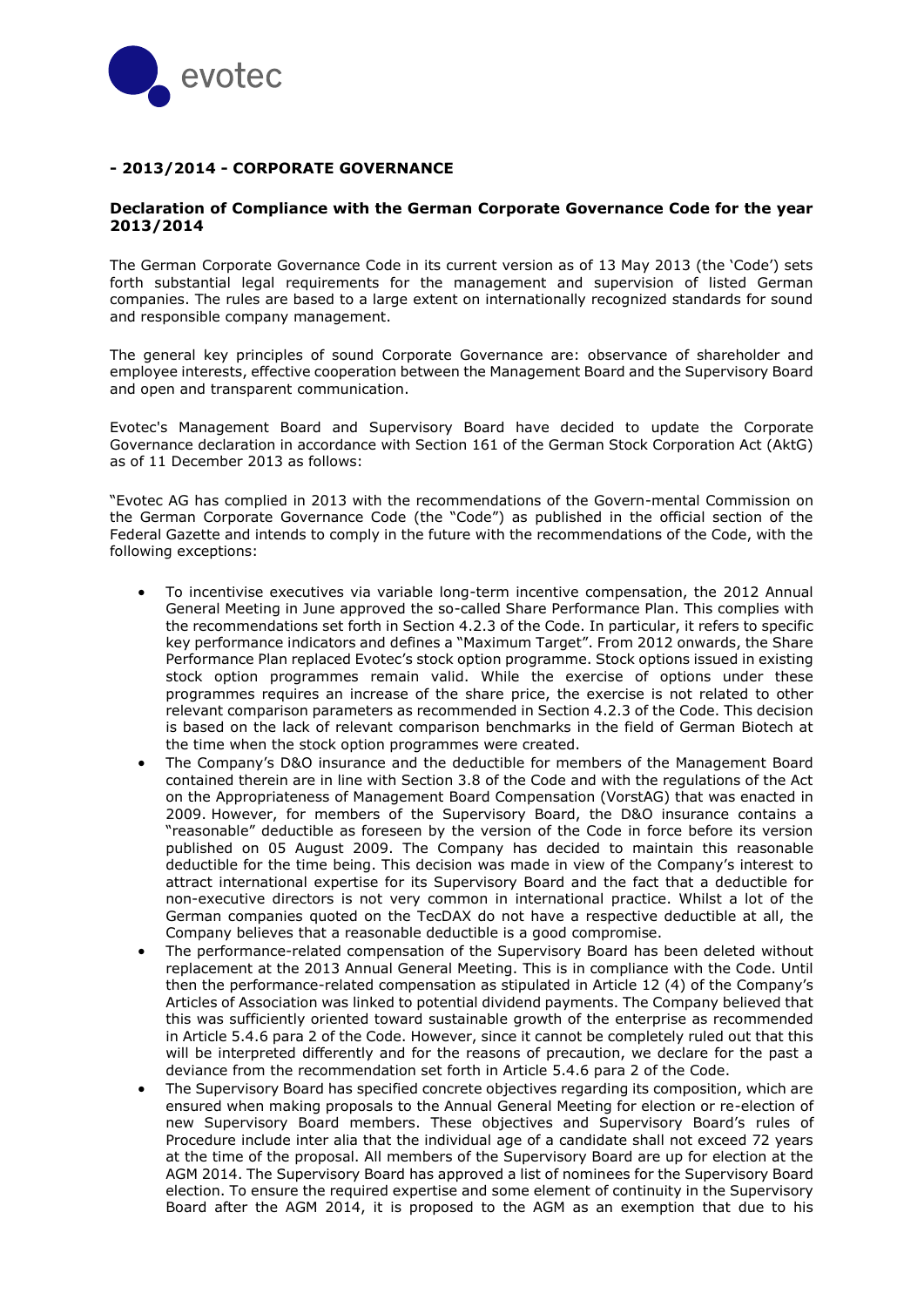## - 2013/2014 - CORPORATE GOVERNANCE

### Declaration of Compliance with the German Corporate Governance Code for the year 2013/2014

The German Corporate Governance Code in its current version as of 13 May 2013 (the 'Code') sets forth substantial legal requirements for the management and supervision of listed German companies. The rules are based to a large extent on internationally recognized standards for sound and responsible company management.

The general key principles of sound Corporate Governance are: observance of shareholder and employee interests, effective cooperation between the Management Board and the Supervisory Board and open and transparent communication.

Evotec's Management Board and Supervisory Board have decided to update the Corporate Governance declaration in accordance with Section 161 of the German Stock Corporation Act (AktG) as of 11 December 2013 as follows:

"Evotec AG has complied in 2013 with the recommendations of the Govern-mental Commission on the German Corporate Governance Code (the "Code") as published in the official section of the Federal Gazette and intends to comply in the future with the recommendations of the Code, with the following exceptions:

- To incentivise executives via variable long-term incentive compensation, the 2012 Annual General Meeting in June approved the so-called Share Performance Plan. This complies with the recommendations set forth in Section 4.2.3 of the Code. In particular, it refers to specific key performance indicators and defines a "Maximum Target". From 2012 onwards, the Share Performance Plan replaced Evotec's stock option programme. Stock options issued in existing stock option programmes remain valid. While the exercise of options under these programmes requires an increase of the share price, the exercise is not related to other relevant comparison parameters as recommended in Section 4.2.3 of the Code. This decision is based on the lack of relevant comparison benchmarks in the field of German Biotech at the time when the stock option programmes were created.
- The Company's D&O insurance and the deductible for members of the Management Board contained therein are in line with Section 3.8 of the Code and with the regulations of the Act on the Appropriateness of Management Board Compensation (VorstAG) that was enacted in 2009. However, for members of the Supervisory Board, the D&O insurance contains a "reasonable" deductible as foreseen by the version of the Code in force before its version published on 05 August 2009. The Company has decided to maintain this reasonable deductible for the time being. This decision was made in view of the Company's interest to attract international expertise for its Supervisory Board and the fact that a deductible for non-executive directors is not very common in international practice. Whilst a lot of the German companies quoted on the TecDAX do not have a respective deductible at all, the Company believes that a reasonable deductible is a good compromise.
- The performance-related compensation of the Supervisory Board has been deleted without replacement at the 2013 Annual General Meeting. This is in compliance with the Code. Until then the performance-related compensation as stipulated in Article 12 (4) of the Company's Articles of Association was linked to potential dividend payments. The Company believed that this was sufficiently oriented toward sustainable growth of the enterprise as recommended in Article 5.4.6 para 2 of the Code. However, since it cannot be completely ruled out that this will be interpreted differently and for the reasons of precaution, we declare for the past a deviance from the recommendation set forth in Article 5.4.6 para 2 of the Code.
- The Supervisory Board has specified concrete objectives regarding its composition, which are ensured when making proposals to the Annual General Meeting for election or re-election of new Supervisory Board members. These objectives and Supervisory Board's rules of Procedure include inter alia that the individual age of a candidate shall not exceed 72 years at the time of the proposal. All members of the Supervisory Board are up for election at the AGM 2014. The Supervisory Board has approved a list of nominees for the Supervisory Board election. To ensure the required expertise and some element of continuity in the Supervisory Board after the AGM 2014, it is proposed to the AGM as an exemption that due to his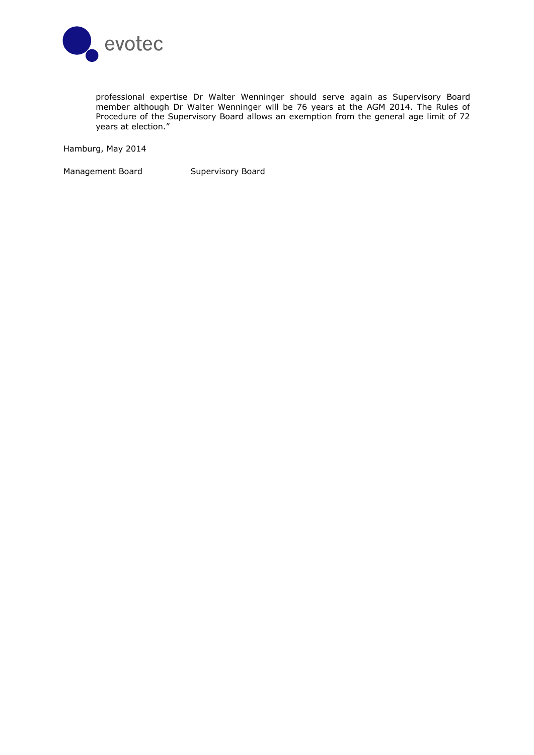professional expertise Dr Walter Wenninger should serve again as Supervisory Board member although Dr Walter Wenninger will be 76 years at the AGM 2014. The Rules of Procedure of the Supervisory Board allows an exemption from the general age limit of 72 years at election."

Hamburg, May 2014

Management Board Supervisory Board